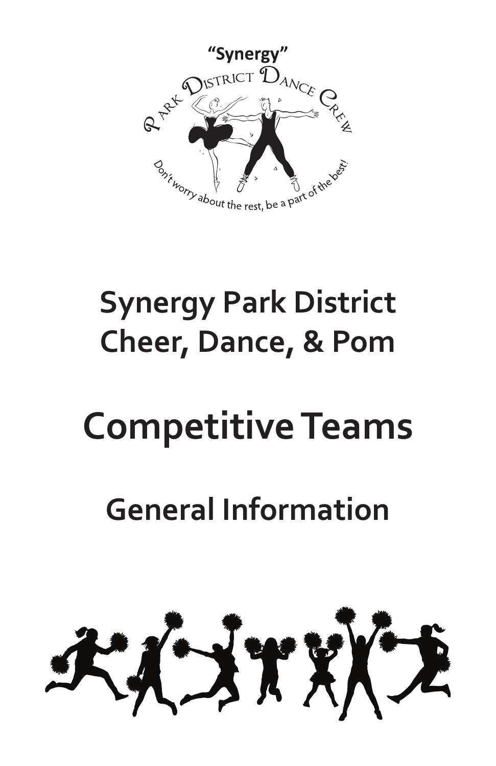"Synergy"

Park District Dance Crew

Don't worry about the rest, be a part of the best!

# Synergy Park District Cheer, Dance, & Pom

# Competitive Teams

## General Information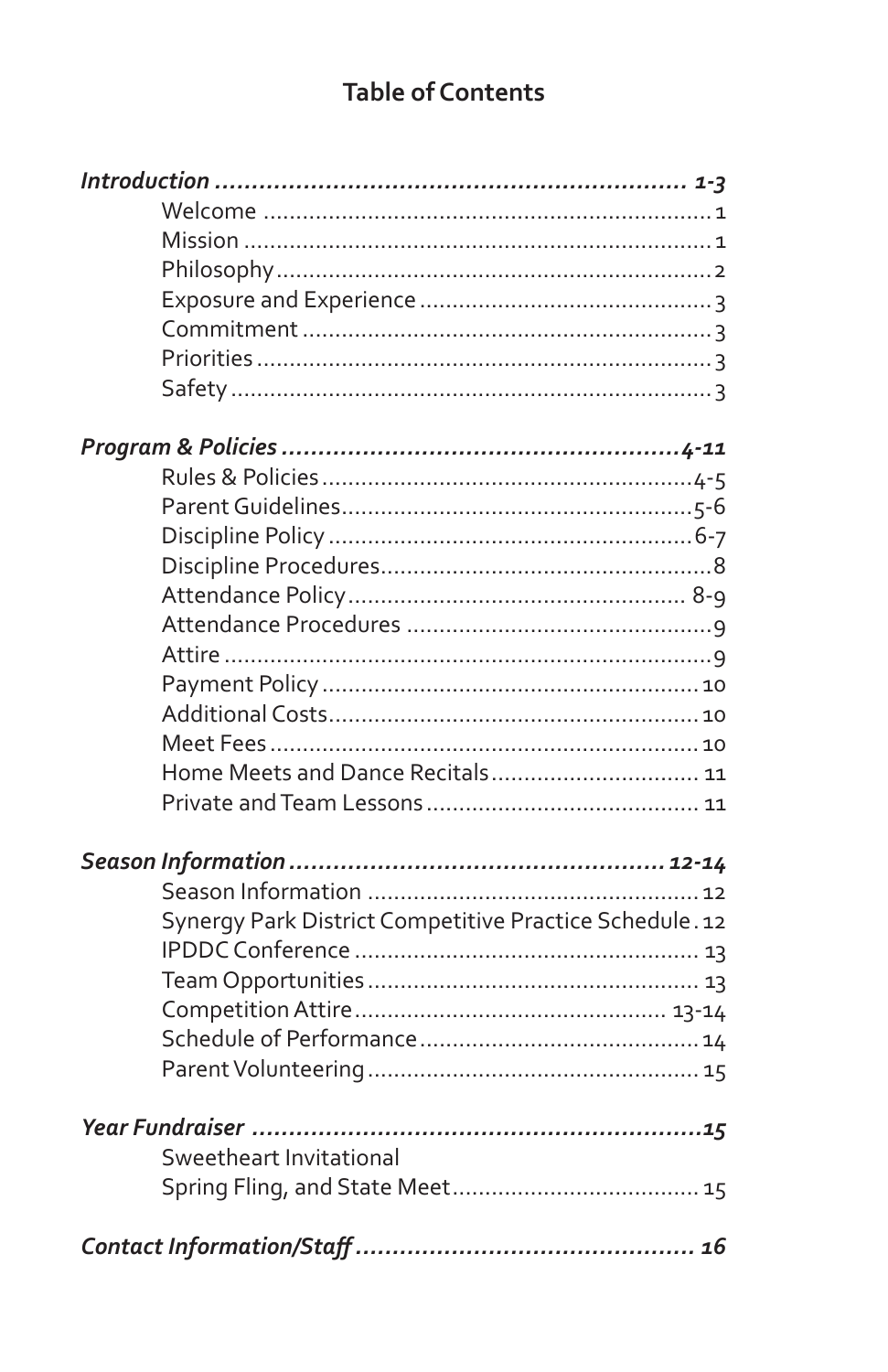## Table of Contents

*Introduction* ............................................................. *1-3*

- Welcome ............................................................. 1
- Mission ............................................................. 1
- Philosophy ............................................................. 2
- Exposure and Experience ............................................................. 3
- Commitment ............................................................. 3
- Priorities ............................................................. 3
- Safety ............................................................. 3

*Program & Policies* ............................................................. *4-11*

- Rules & Policies ............................................................. 4-5
- Parent Guidelines ............................................................. 5-6
- Discipline Policy ............................................................. 6-7
- Discipline Procedures ............................................................. 8
- Attendance Policy ............................................................. 8-9
- Attendance Procedures ............................................................. 9
- Attire ............................................................. 9
- Payment Policy ............................................................. 10
- Additional Costs ............................................................. 10
- Meet Fees ............................................................. 10
- Home Meets and Dance Recitals ............................................................. 11
- Private and Team Lessons ............................................................. 11

*Season Information* ............................................................. *12-14*

- Season Information ............................................................. 12
- Synergy Park District Competitive Practice Schedule . 12
- IPDDC Conference ............................................................. 13
- Team Opportunities ............................................................. 13
- Competition Attire ............................................................. 13-14
- Schedule of Performance ............................................................. 14
- Parent Volunteering ............................................................. 15

*Year Fundraiser* ............................................................. *15*

- Sweetheart Invitational
  Spring Fling, and State Meet ............................................................. 15

*Contact Information/Staff* ............................................................. *16*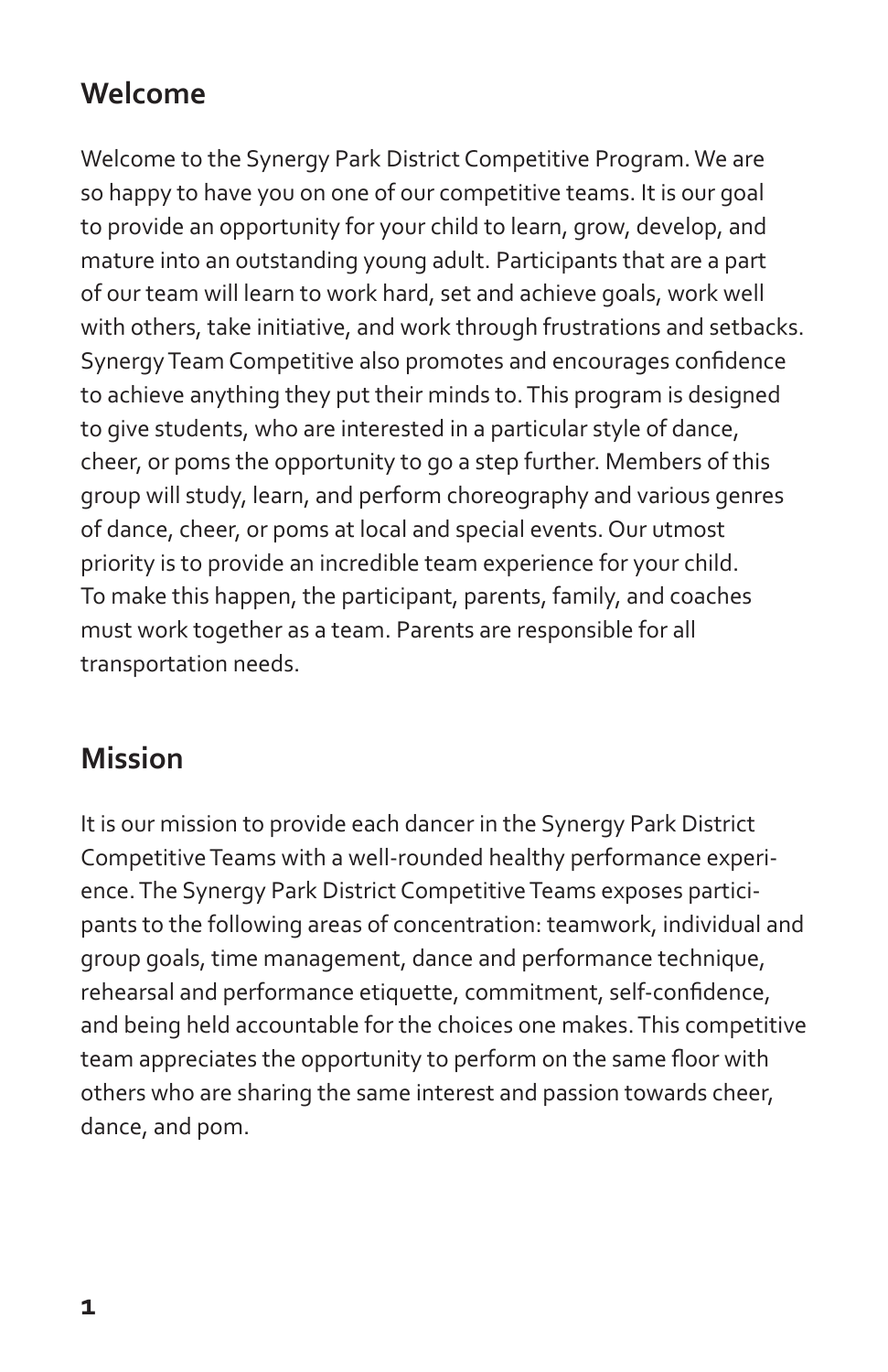## Welcome

Welcome to the Synergy Park District Competitive Program. We are so happy to have you on one of our competitive teams. It is our goal to provide an opportunity for your child to learn, grow, develop, and mature into an outstanding young adult. Participants that are a part of our team will learn to work hard, set and achieve goals, work well with others, take initiative, and work through frustrations and setbacks. Synergy Team Competitive also promotes and encourages confidence to achieve anything they put their minds to. This program is designed to give students, who are interested in a particular style of dance, cheer, or poms the opportunity to go a step further. Members of this group will study, learn, and perform choreography and various genres of dance, cheer, or poms at local and special events. Our utmost priority is to provide an incredible team experience for your child. To make this happen, the participant, parents, family, and coaches must work together as a team. Parents are responsible for all transportation needs.

## Mission

It is our mission to provide each dancer in the Synergy Park District Competitive Teams with a well-rounded healthy performance experience. The Synergy Park District Competitive Teams exposes participants to the following areas of concentration: teamwork, individual and group goals, time management, dance and performance technique, rehearsal and performance etiquette, commitment, self-confidence, and being held accountable for the choices one makes. This competitive team appreciates the opportunity to perform on the same floor with others who are sharing the same interest and passion towards cheer, dance, and pom.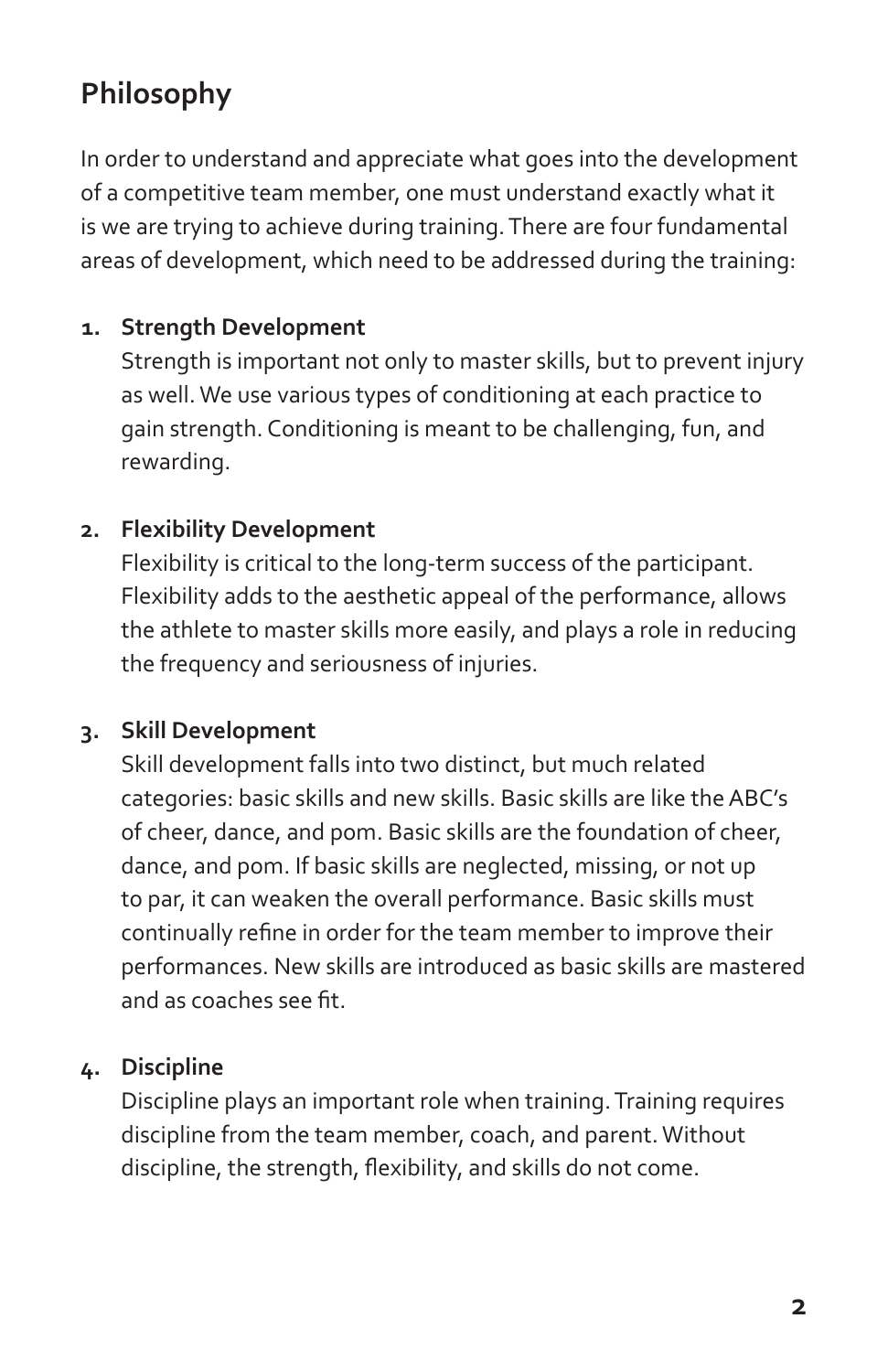## Philosophy

In order to understand and appreciate what goes into the development of a competitive team member, one must understand exactly what it is we are trying to achieve during training. There are four fundamental areas of development, which need to be addressed during the training:

1. **Strength Development**
   Strength is important not only to master skills, but to prevent injury as well. We use various types of conditioning at each practice to gain strength. Conditioning is meant to be challenging, fun, and rewarding.

2. **Flexibility Development**
   Flexibility is critical to the long-term success of the participant. Flexibility adds to the aesthetic appeal of the performance, allows the athlete to master skills more easily, and plays a role in reducing the frequency and seriousness of injuries.

3. **Skill Development**
   Skill development falls into two distinct, but much related categories: basic skills and new skills. Basic skills are like the ABC's of cheer, dance, and pom. Basic skills are the foundation of cheer, dance, and pom. If basic skills are neglected, missing, or not up to par, it can weaken the overall performance. Basic skills must continually refine in order for the team member to improve their performances. New skills are introduced as basic skills are mastered and as coaches see fit.

4. **Discipline**
   Discipline plays an important role when training. Training requires discipline from the team member, coach, and parent. Without discipline, the strength, flexibility, and skills do not come.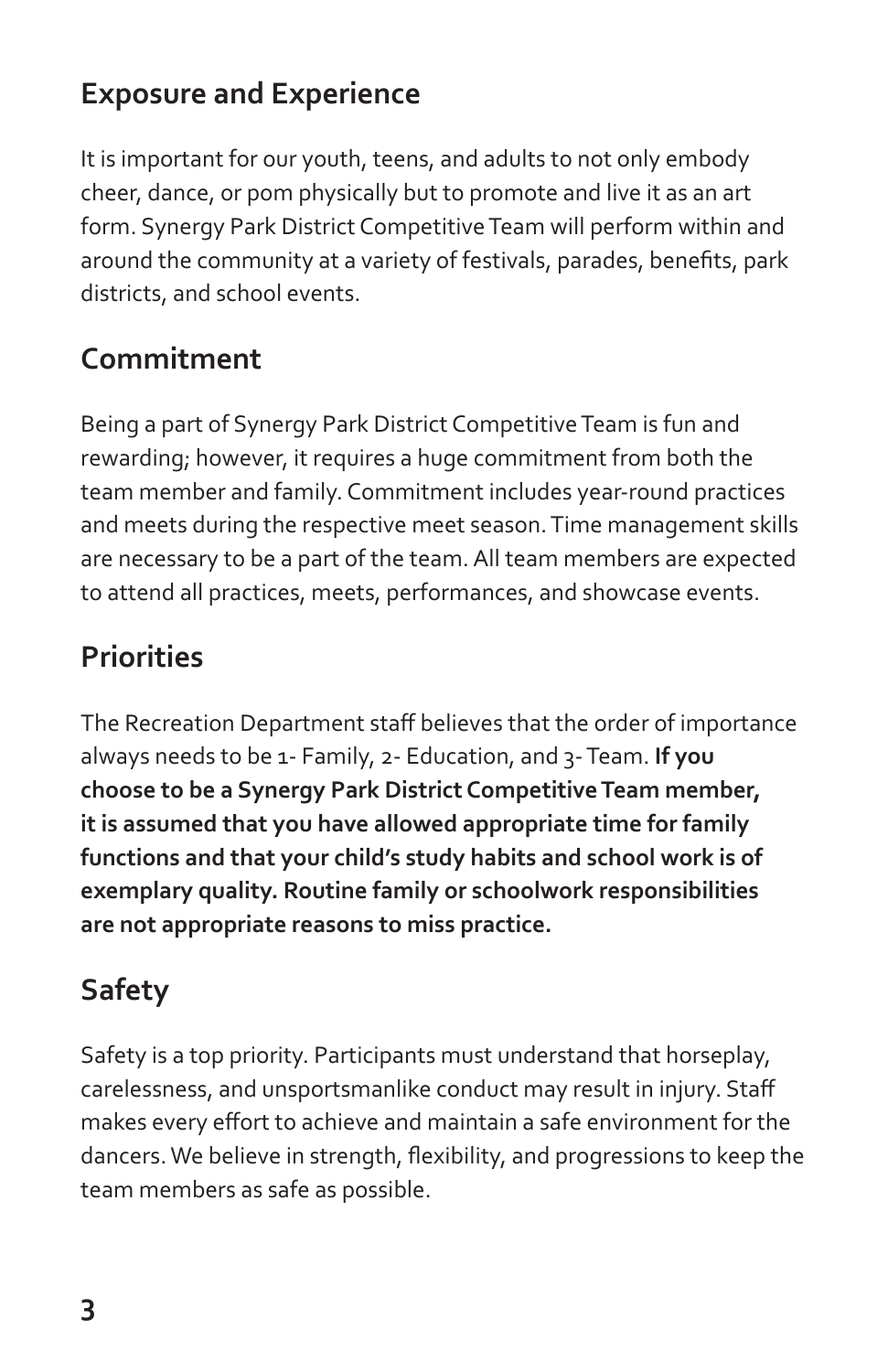## Exposure and Experience

It is important for our youth, teens, and adults to not only embody cheer, dance, or pom physically but to promote and live it as an art form. Synergy Park District Competitive Team will perform within and around the community at a variety of festivals, parades, benefits, park districts, and school events.

## Commitment

Being a part of Synergy Park District Competitive Team is fun and rewarding; however, it requires a huge commitment from both the team member and family. Commitment includes year-round practices and meets during the respective meet season. Time management skills are necessary to be a part of the team. All team members are expected to attend all practices, meets, performances, and showcase events.

## Priorities

The Recreation Department staff believes that the order of importance always needs to be 1- Family, 2- Education, and 3- Team. **If you choose to be a Synergy Park District Competitive Team member, it is assumed that you have allowed appropriate time for family functions and that your child's study habits and school work is of exemplary quality. Routine family or schoolwork responsibilities are not appropriate reasons to miss practice.**

## Safety

Safety is a top priority. Participants must understand that horseplay, carelessness, and unsportsmanlike conduct may result in injury. Staff makes every effort to achieve and maintain a safe environment for the dancers. We believe in strength, flexibility, and progressions to keep the team members as safe as possible.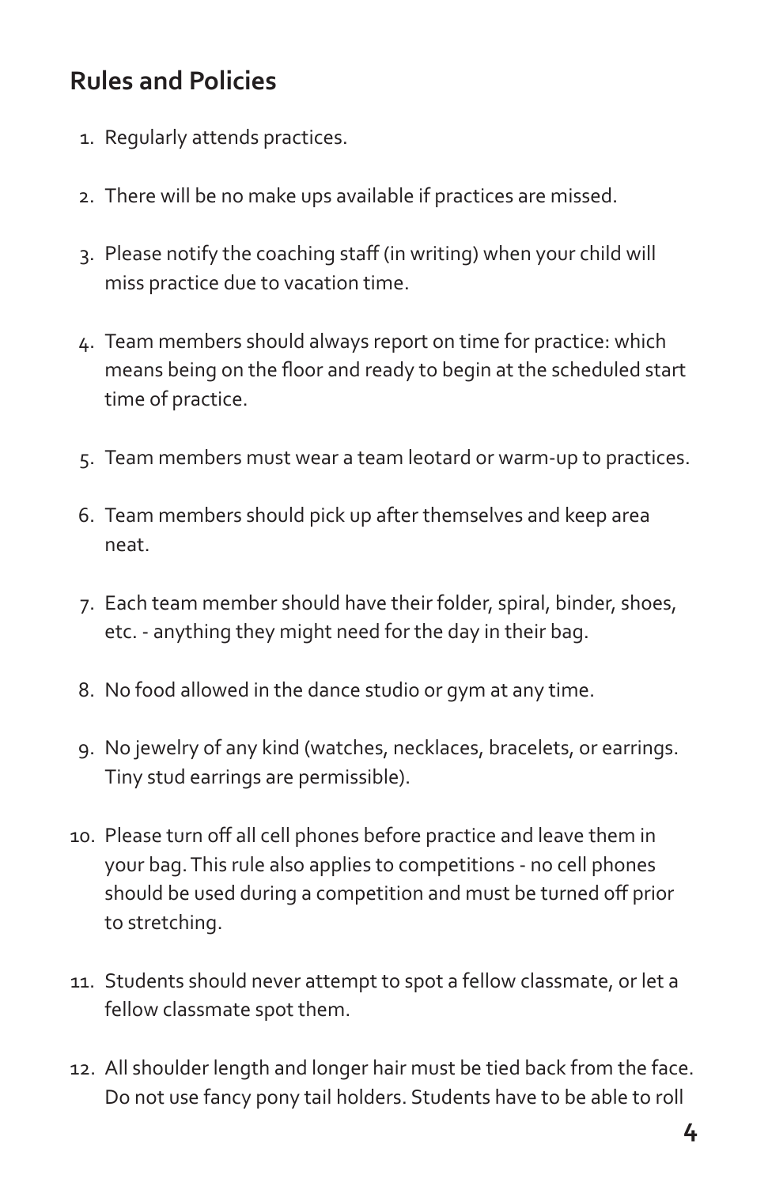## Rules and Policies

1. Regularly attends practices.

2. There will be no make ups available if practices are missed.

3. Please notify the coaching staff (in writing) when your child will miss practice due to vacation time.

4. Team members should always report on time for practice: which means being on the floor and ready to begin at the scheduled start time of practice.

5. Team members must wear a team leotard or warm-up to practices.

6. Team members should pick up after themselves and keep area neat.

7. Each team member should have their folder, spiral, binder, shoes, etc. - anything they might need for the day in their bag.

8. No food allowed in the dance studio or gym at any time.

9. No jewelry of any kind (watches, necklaces, bracelets, or earrings. Tiny stud earrings are permissible).

10. Please turn off all cell phones before practice and leave them in your bag. This rule also applies to competitions - no cell phones should be used during a competition and must be turned off prior to stretching.

11. Students should never attempt to spot a fellow classmate, or let a fellow classmate spot them.

12. All shoulder length and longer hair must be tied back from the face. Do not use fancy pony tail holders. Students have to be able to roll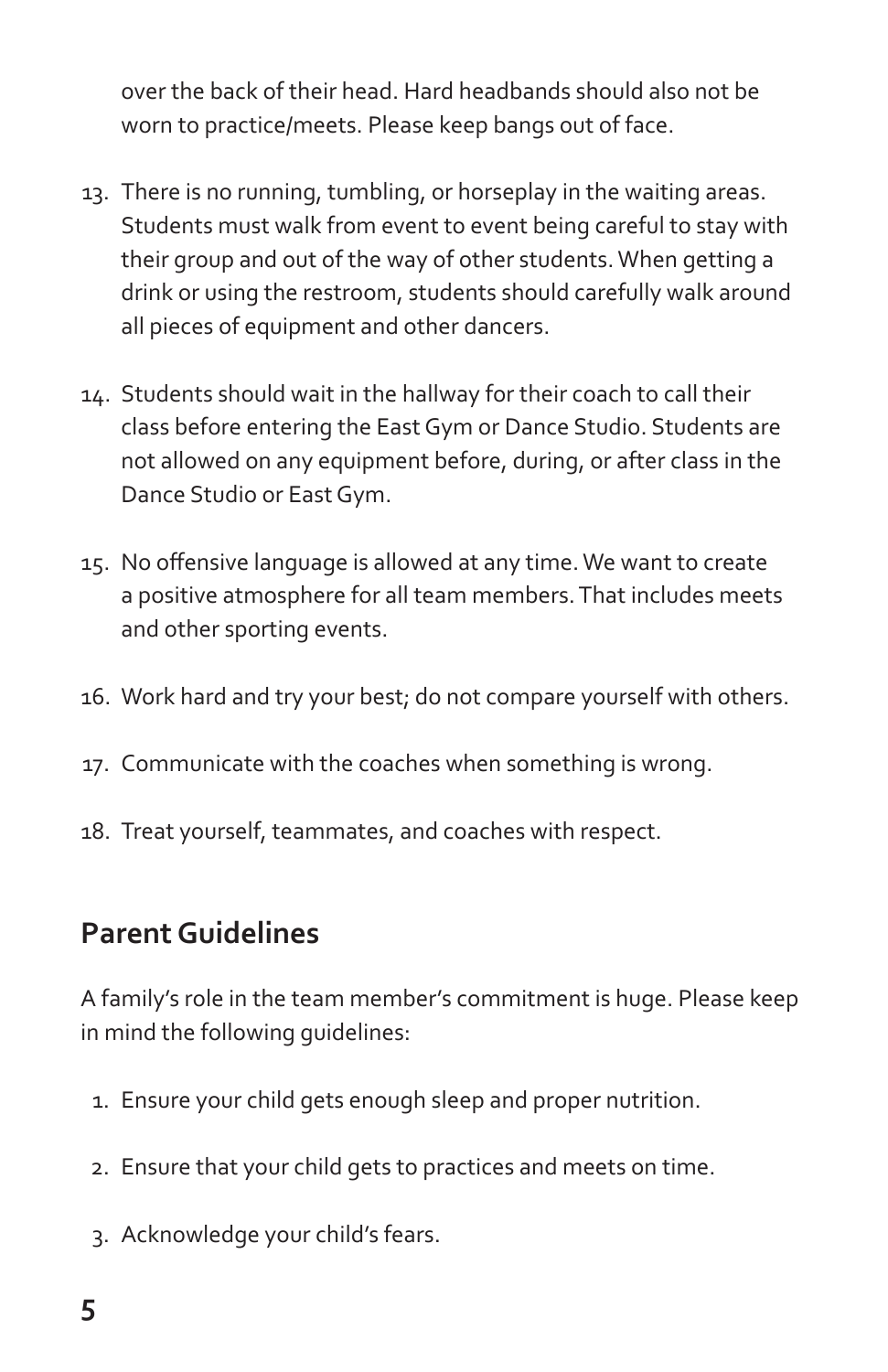over the back of their head. Hard headbands should also not be worn to practice/meets. Please keep bangs out of face.

13. There is no running, tumbling, or horseplay in the waiting areas. Students must walk from event to event being careful to stay with their group and out of the way of other students. When getting a drink or using the restroom, students should carefully walk around all pieces of equipment and other dancers.

14. Students should wait in the hallway for their coach to call their class before entering the East Gym or Dance Studio. Students are not allowed on any equipment before, during, or after class in the Dance Studio or East Gym.

15. No offensive language is allowed at any time. We want to create a positive atmosphere for all team members. That includes meets and other sporting events.

16. Work hard and try your best; do not compare yourself with others.

17. Communicate with the coaches when something is wrong.

18. Treat yourself, teammates, and coaches with respect.

## Parent Guidelines

A family's role in the team member's commitment is huge. Please keep in mind the following guidelines:

1. Ensure your child gets enough sleep and proper nutrition.

2. Ensure that your child gets to practices and meets on time.

3. Acknowledge your child's fears.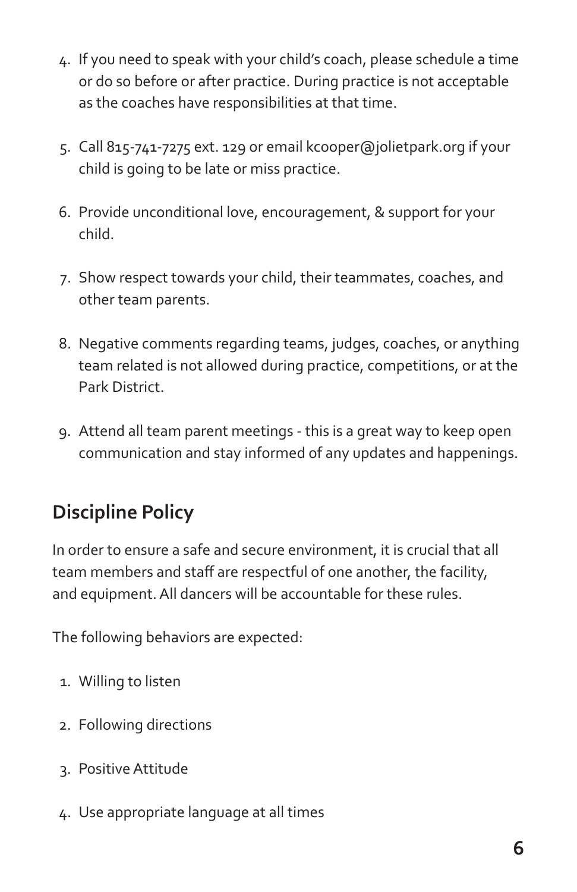4. If you need to speak with your child's coach, please schedule a time or do so before or after practice. During practice is not acceptable as the coaches have responsibilities at that time.

5. Call 815-741-7275 ext. 129 or email kcooper@jolietpark.org if your child is going to be late or miss practice.

6. Provide unconditional love, encouragement, & support for your child.

7. Show respect towards your child, their teammates, coaches, and other team parents.

8. Negative comments regarding teams, judges, coaches, or anything team related is not allowed during practice, competitions, or at the Park District.

9. Attend all team parent meetings - this is a great way to keep open communication and stay informed of any updates and happenings.

## Discipline Policy

In order to ensure a safe and secure environment, it is crucial that all team members and staff are respectful of one another, the facility, and equipment. All dancers will be accountable for these rules.

The following behaviors are expected:

1. Willing to listen

2. Following directions

3. Positive Attitude

4. Use appropriate language at all times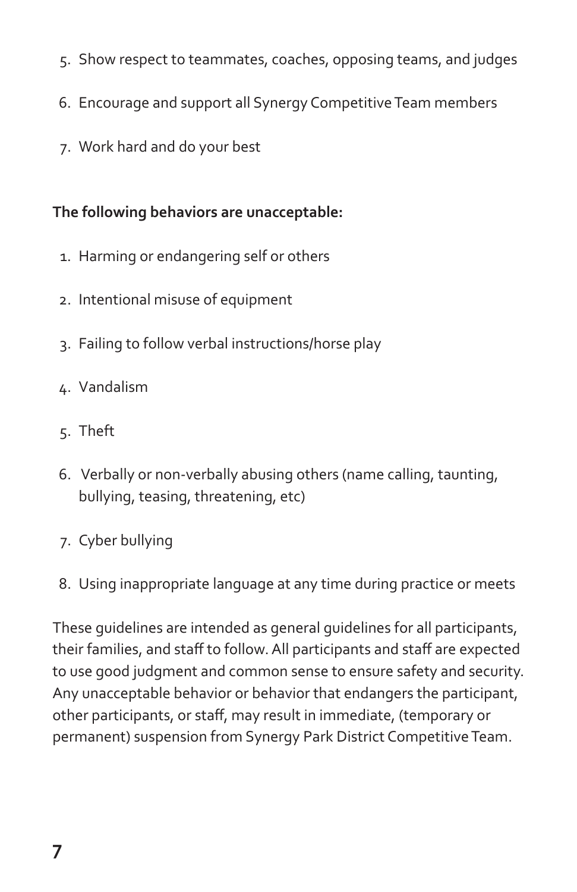5. Show respect to teammates, coaches, opposing teams, and judges
6. Encourage and support all Synergy Competitive Team members
7. Work hard and do your best

**The following behaviors are unacceptable:**

1. Harming or endangering self or others
2. Intentional misuse of equipment
3. Failing to follow verbal instructions/horse play
4. Vandalism
5. Theft
6. Verbally or non-verbally abusing others (name calling, taunting, bullying, teasing, threatening, etc)
7. Cyber bullying
8. Using inappropriate language at any time during practice or meets

These guidelines are intended as general guidelines for all participants, their families, and staff to follow. All participants and staff are expected to use good judgment and common sense to ensure safety and security. Any unacceptable behavior or behavior that endangers the participant, other participants, or staff, may result in immediate, (temporary or permanent) suspension from Synergy Park District Competitive Team.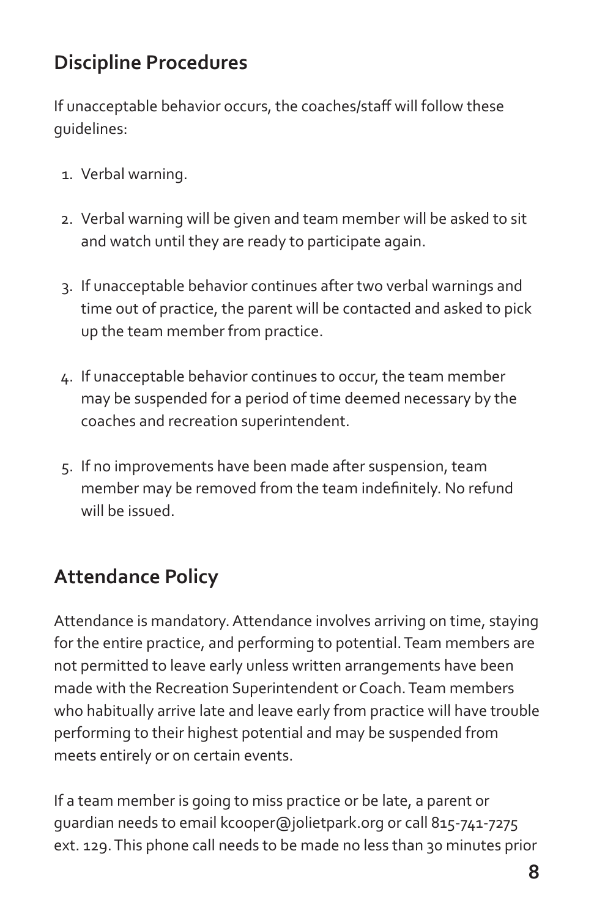## Discipline Procedures

If unacceptable behavior occurs, the coaches/staff will follow these guidelines:

1. Verbal warning.
2. Verbal warning will be given and team member will be asked to sit and watch until they are ready to participate again.
3. If unacceptable behavior continues after two verbal warnings and time out of practice, the parent will be contacted and asked to pick up the team member from practice.
4. If unacceptable behavior continues to occur, the team member may be suspended for a period of time deemed necessary by the coaches and recreation superintendent.
5. If no improvements have been made after suspension, team member may be removed from the team indefinitely. No refund will be issued.

## Attendance Policy

Attendance is mandatory. Attendance involves arriving on time, staying for the entire practice, and performing to potential. Team members are not permitted to leave early unless written arrangements have been made with the Recreation Superintendent or Coach. Team members who habitually arrive late and leave early from practice will have trouble performing to their highest potential and may be suspended from meets entirely or on certain events.

If a team member is going to miss practice or be late, a parent or guardian needs to email kcooper@jolietpark.org or call 815-741-7275 ext. 129. This phone call needs to be made no less than 30 minutes prior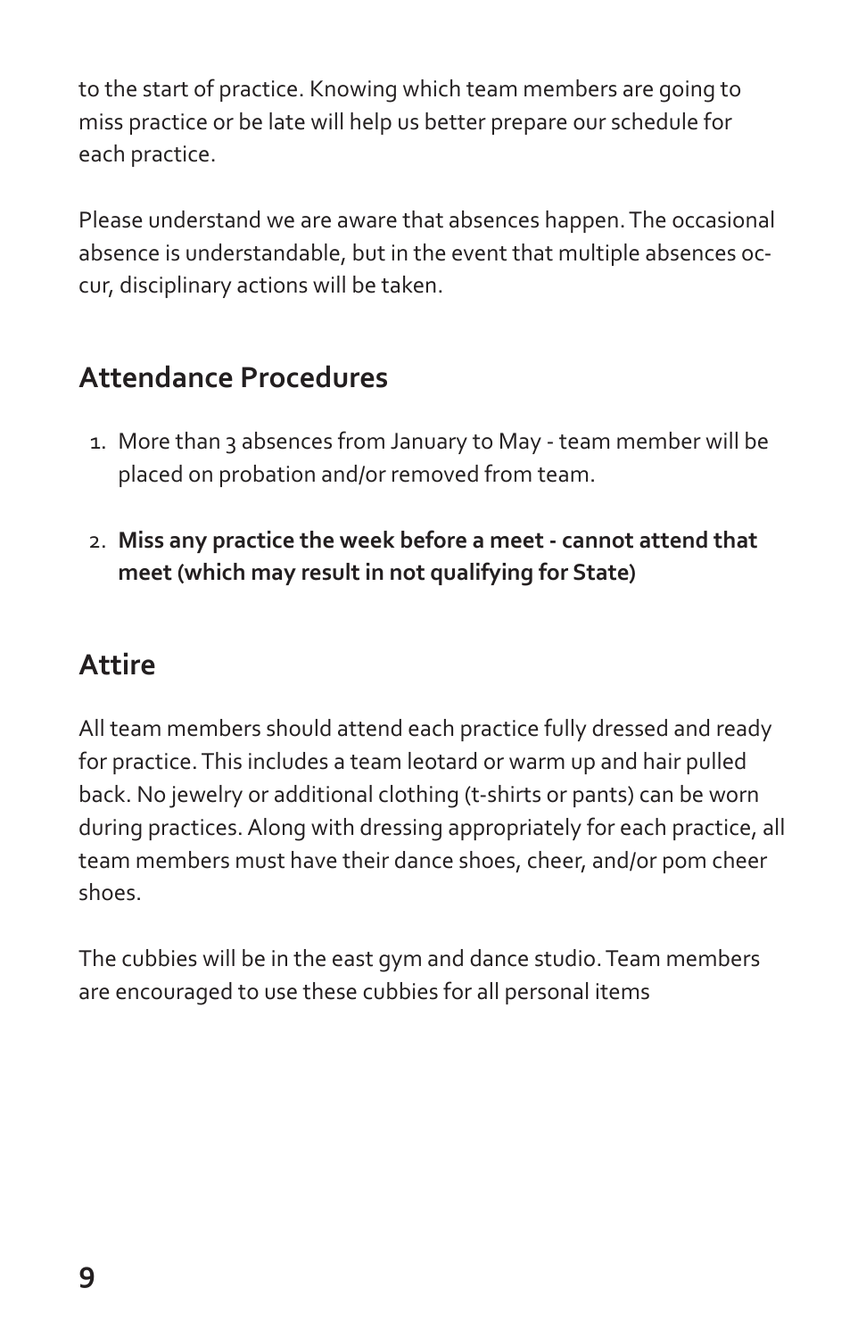to the start of practice. Knowing which team members are going to miss practice or be late will help us better prepare our schedule for each practice.

Please understand we are aware that absences happen. The occasional absence is understandable, but in the event that multiple absences occur, disciplinary actions will be taken.

## Attendance Procedures

1. More than 3 absences from January to May - team member will be placed on probation and/or removed from team.
2. **Miss any practice the week before a meet - cannot attend that meet (which may result in not qualifying for State)**

## Attire

All team members should attend each practice fully dressed and ready for practice. This includes a team leotard or warm up and hair pulled back. No jewelry or additional clothing (t-shirts or pants) can be worn during practices. Along with dressing appropriately for each practice, all team members must have their dance shoes, cheer, and/or pom cheer shoes.

The cubbies will be in the east gym and dance studio. Team members are encouraged to use these cubbies for all personal items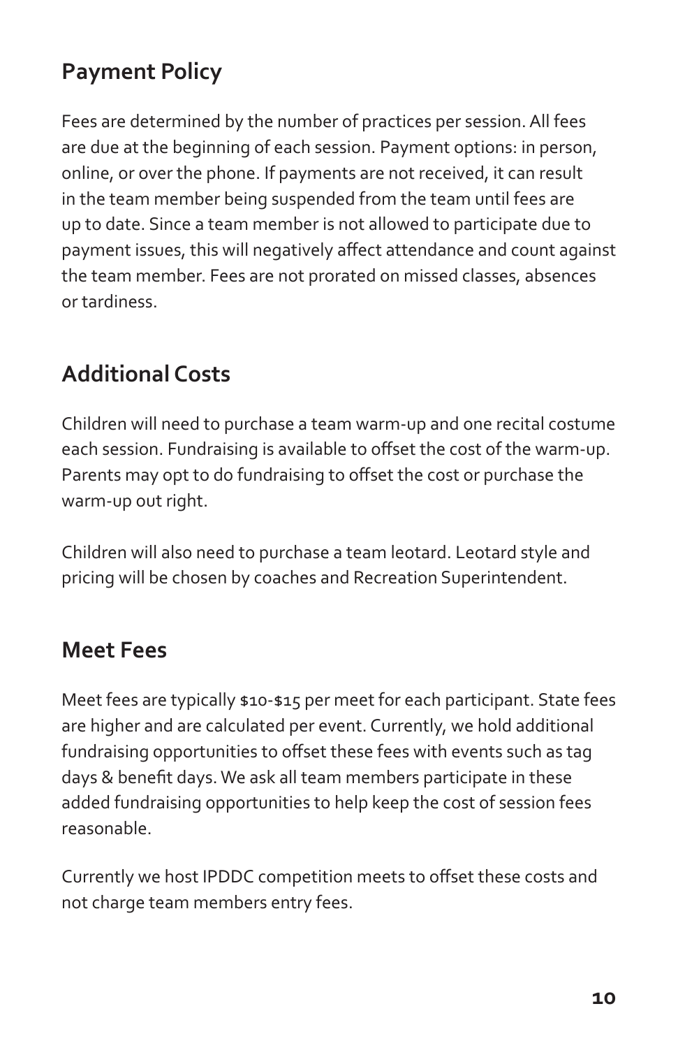## Payment Policy

Fees are determined by the number of practices per session. All fees are due at the beginning of each session. Payment options: in person, online, or over the phone. If payments are not received, it can result in the team member being suspended from the team until fees are up to date. Since a team member is not allowed to participate due to payment issues, this will negatively affect attendance and count against the team member. Fees are not prorated on missed classes, absences or tardiness.

## Additional Costs

Children will need to purchase a team warm-up and one recital costume each session. Fundraising is available to offset the cost of the warm-up. Parents may opt to do fundraising to offset the cost or purchase the warm-up out right.

Children will also need to purchase a team leotard. Leotard style and pricing will be chosen by coaches and Recreation Superintendent.

## Meet Fees

Meet fees are typically $10-$15 per meet for each participant. State fees are higher and are calculated per event. Currently, we hold additional fundraising opportunities to offset these fees with events such as tag days & benefit days. We ask all team members participate in these added fundraising opportunities to help keep the cost of session fees reasonable.

Currently we host IPDDC competition meets to offset these costs and not charge team members entry fees.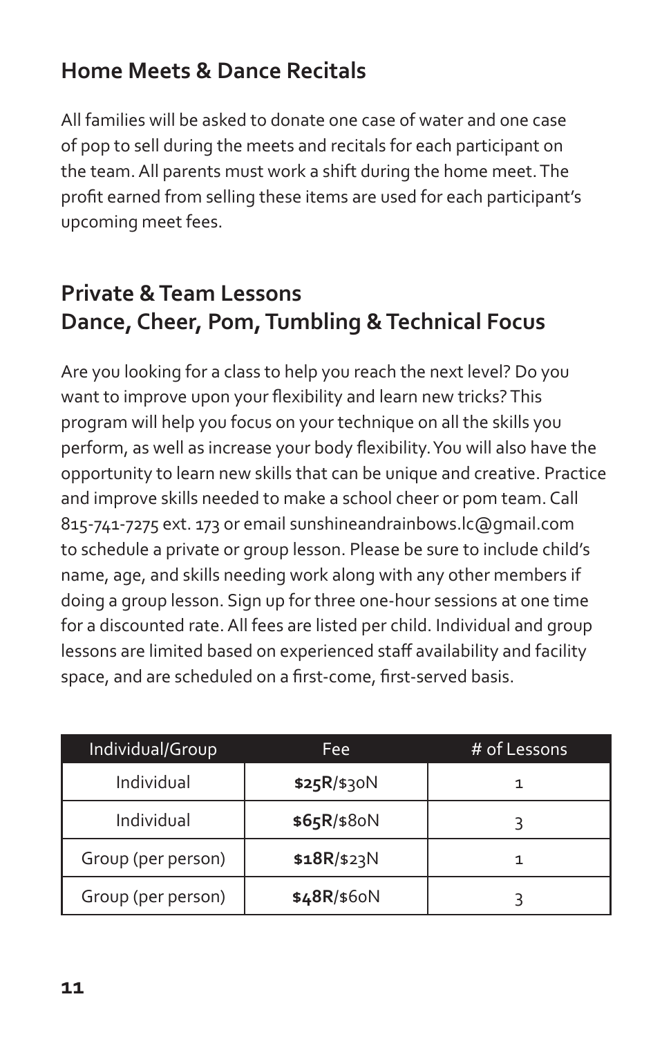## Home Meets & Dance Recitals

All families will be asked to donate one case of water and one case of pop to sell during the meets and recitals for each participant on the team. All parents must work a shift during the home meet. The profit earned from selling these items are used for each participant's upcoming meet fees.

## Private & Team Lessons
## Dance, Cheer, Pom, Tumbling & Technical Focus

Are you looking for a class to help you reach the next level? Do you want to improve upon your flexibility and learn new tricks? This program will help you focus on your technique on all the skills you perform, as well as increase your body flexibility. You will also have the opportunity to learn new skills that can be unique and creative. Practice and improve skills needed to make a school cheer or pom team. Call 815-741-7275 ext. 173 or email sunshineandrainbows.lc@gmail.com to schedule a private or group lesson. Please be sure to include child's name, age, and skills needing work along with any other members if doing a group lesson. Sign up for three one-hour sessions at one time for a discounted rate. All fees are listed per child. Individual and group lessons are limited based on experienced staff availability and facility space, and are scheduled on a first-come, first-served basis.

| Individual/Group | Fee | # of Lessons |
|---|---|---|
| Individual | **$25R**/$30N | 1 |
| Individual | **$65R**/$80N | 3 |
| Group (per person) | **$18R**/$23N | 1 |
| Group (per person) | **$48R**/$60N | 3 |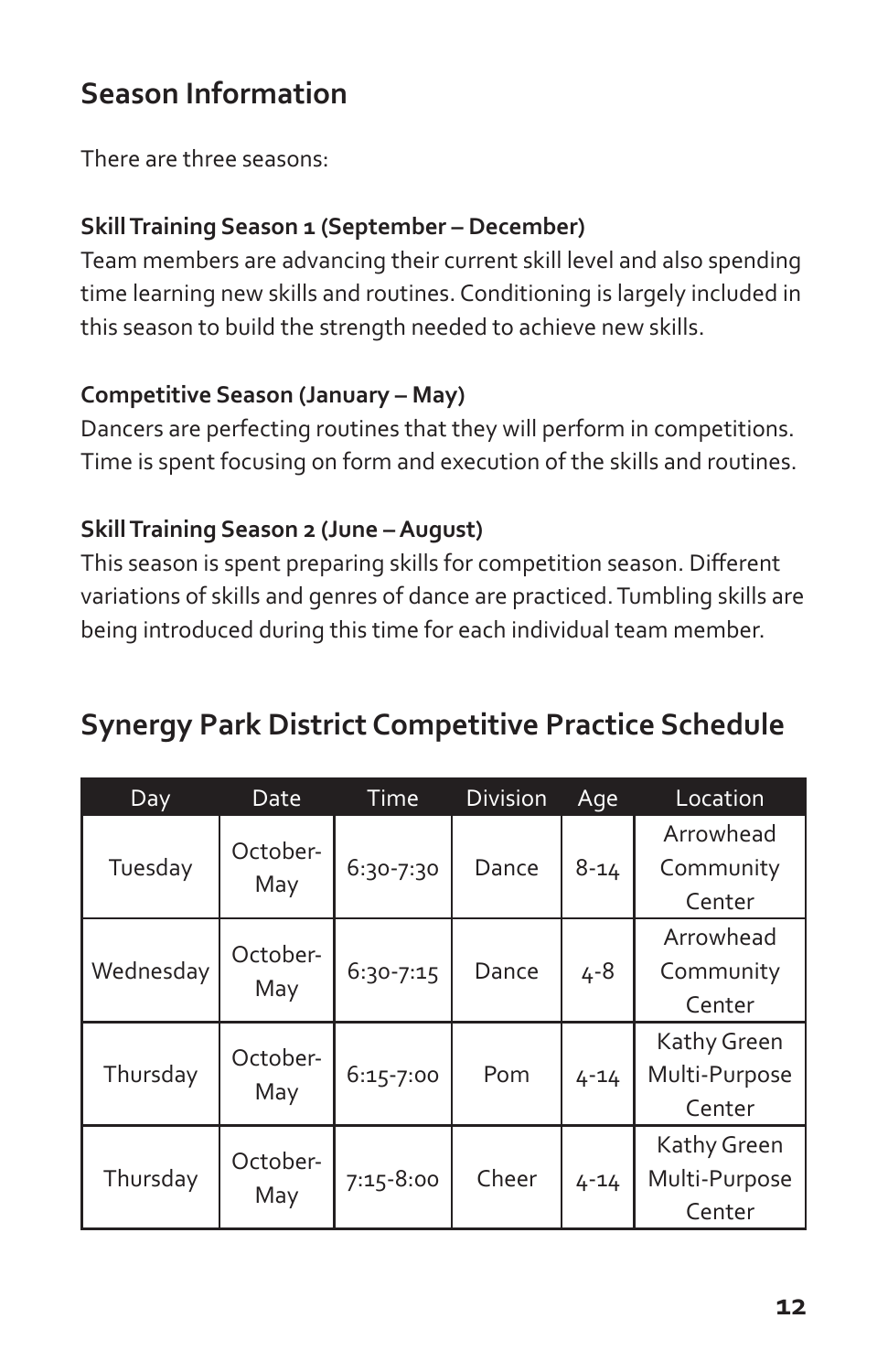## Season Information

There are three seasons:

**Skill Training Season 1 (September – December)**
Team members are advancing their current skill level and also spending time learning new skills and routines. Conditioning is largely included in this season to build the strength needed to achieve new skills.

**Competitive Season (January – May)**
Dancers are perfecting routines that they will perform in competitions. Time is spent focusing on form and execution of the skills and routines.

**Skill Training Season 2 (June – August)**
This season is spent preparing skills for competition season. Different variations of skills and genres of dance are practiced. Tumbling skills are being introduced during this time for each individual team member.

## Synergy Park District Competitive Practice Schedule

| Day | Date | Time | Division | Age | Location |
| --- | --- | --- | --- | --- | --- |
| Tuesday | October-May | 6:30-7:30 | Dance | 8-14 | Arrowhead Community Center |
| Wednesday | October-May | 6:30-7:15 | Dance | 4-8 | Arrowhead Community Center |
| Thursday | October-May | 6:15-7:00 | Pom | 4-14 | Kathy Green Multi-Purpose Center |
| Thursday | October-May | 7:15-8:00 | Cheer | 4-14 | Kathy Green Multi-Purpose Center |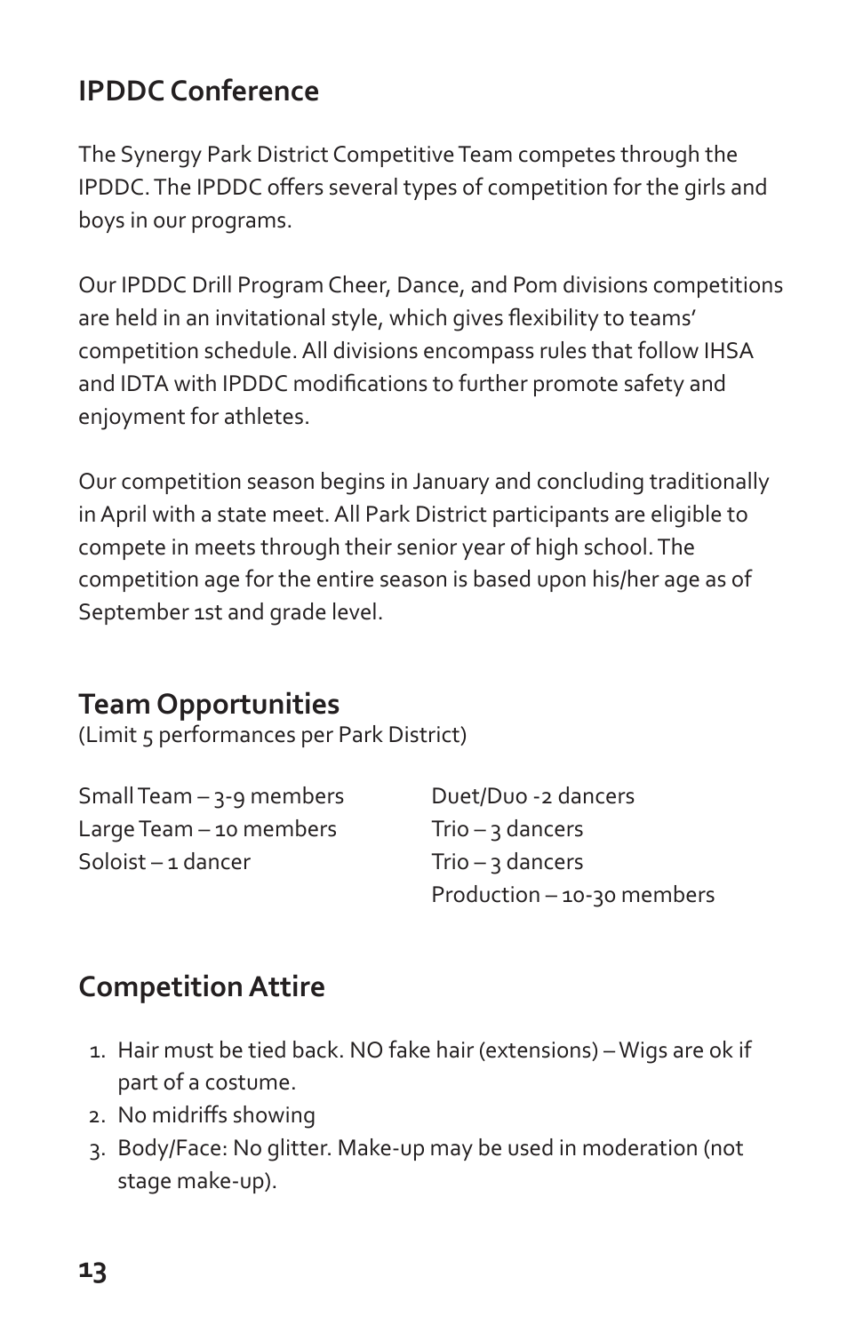## IPDDC Conference

The Synergy Park District Competitive Team competes through the IPDDC. The IPDDC offers several types of competition for the girls and boys in our programs.

Our IPDDC Drill Program Cheer, Dance, and Pom divisions competitions are held in an invitational style, which gives flexibility to teams' competition schedule. All divisions encompass rules that follow IHSA and IDTA with IPDDC modifications to further promote safety and enjoyment for athletes.

Our competition season begins in January and concluding traditionally in April with a state meet. All Park District participants are eligible to compete in meets through their senior year of high school. The competition age for the entire season is based upon his/her age as of September 1st and grade level.

## Team Opportunities

(Limit 5 performances per Park District)

Small Team – 3-9 members
Large Team – 10 members
Soloist – 1 dancer

Duet/Duo -2 dancers
Trio – 3 dancers
Trio – 3 dancers
Production – 10-30 members

## Competition Attire

1. Hair must be tied back. NO fake hair (extensions) – Wigs are ok if part of a costume.
2. No midriffs showing
3. Body/Face: No glitter. Make-up may be used in moderation (not stage make-up).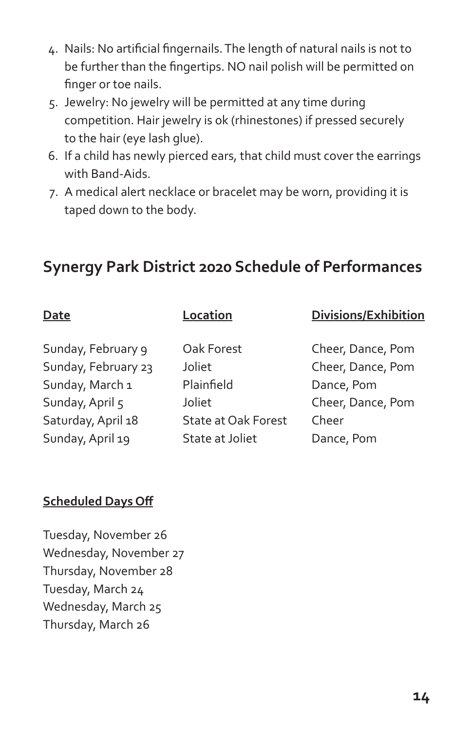4. Nails: No artificial fingernails. The length of natural nails is not to be further than the fingertips. NO nail polish will be permitted on finger or toe nails.
5. Jewelry: No jewelry will be permitted at any time during competition. Hair jewelry is ok (rhinestones) if pressed securely to the hair (eye lash glue).
6. If a child has newly pierced ears, that child must cover the earrings with Band-Aids.
7. A medical alert necklace or bracelet may be worn, providing it is taped down to the body.

## Synergy Park District 2020 Schedule of Performances

| Date | Location | Divisions/Exhibition |
| --- | --- | --- |
| Sunday, February 9 | Oak Forest | Cheer, Dance, Pom |
| Sunday, February 23 | Joliet | Cheer, Dance, Pom |
| Sunday, March 1 | Plainfield | Dance, Pom |
| Sunday, April 5 | Joliet | Cheer, Dance, Pom |
| Saturday, April 18 | State at Oak Forest | Cheer |
| Sunday, April 19 | State at Joliet | Dance, Pom |

**Scheduled Days Off**

Tuesday, November 26
Wednesday, November 27
Thursday, November 28
Tuesday, March 24
Wednesday, March 25
Thursday, March 26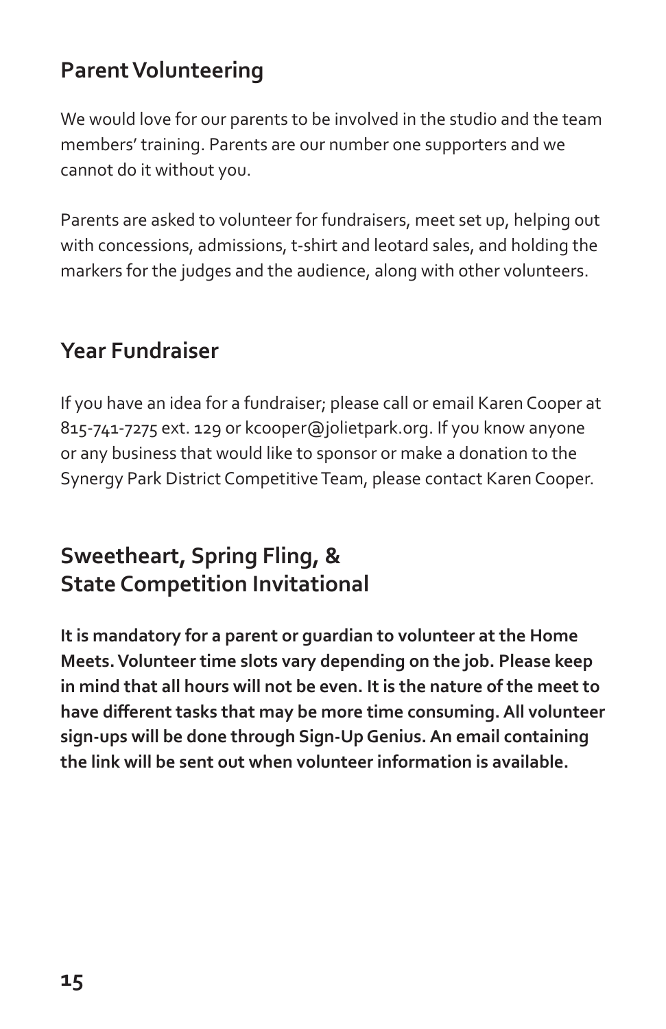## Parent Volunteering

We would love for our parents to be involved in the studio and the team members' training. Parents are our number one supporters and we cannot do it without you.

Parents are asked to volunteer for fundraisers, meet set up, helping out with concessions, admissions, t-shirt and leotard sales, and holding the markers for the judges and the audience, along with other volunteers.

## Year Fundraiser

If you have an idea for a fundraiser; please call or email Karen Cooper at 815-741-7275 ext. 129 or kcooper@jolietpark.org. If you know anyone or any business that would like to sponsor or make a donation to the Synergy Park District Competitive Team, please contact Karen Cooper.

## Sweetheart, Spring Fling, & State Competition Invitational

**It is mandatory for a parent or guardian to volunteer at the Home Meets. Volunteer time slots vary depending on the job. Please keep in mind that all hours will not be even. It is the nature of the meet to have different tasks that may be more time consuming. All volunteer sign-ups will be done through Sign-Up Genius. An email containing the link will be sent out when volunteer information is available.**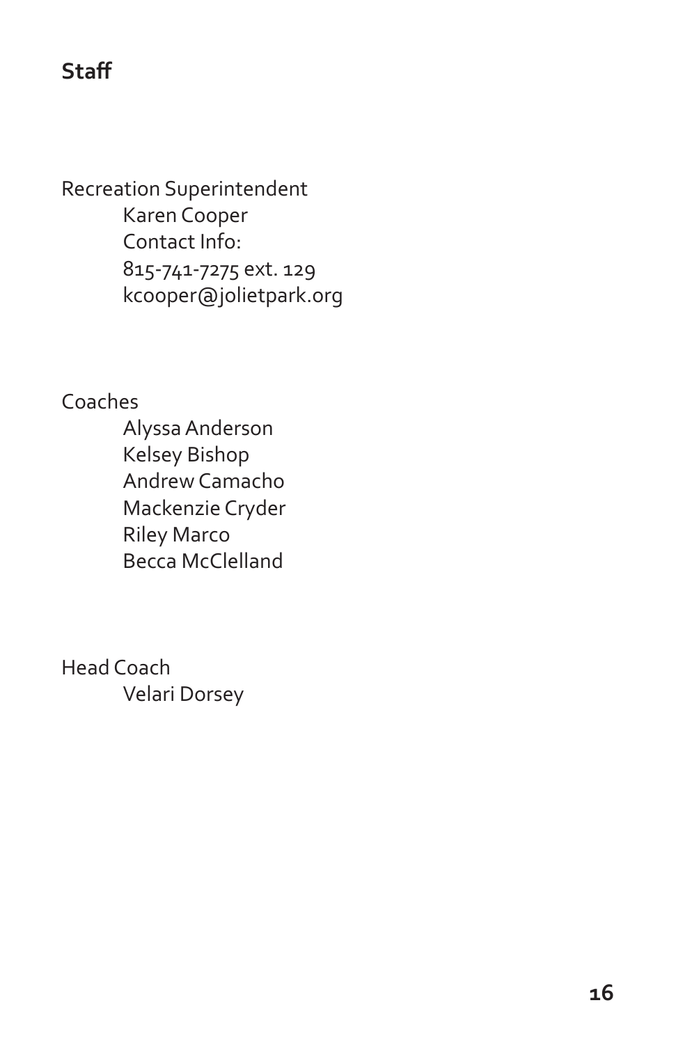## Staff

Recreation Superintendent

- Karen Cooper
- Contact Info:
- 815-741-7275 ext. 129
- kcooper@jolietpark.org

Coaches

- Alyssa Anderson
- Kelsey Bishop
- Andrew Camacho
- Mackenzie Cryder
- Riley Marco
- Becca McClelland

Head Coach

- Velari Dorsey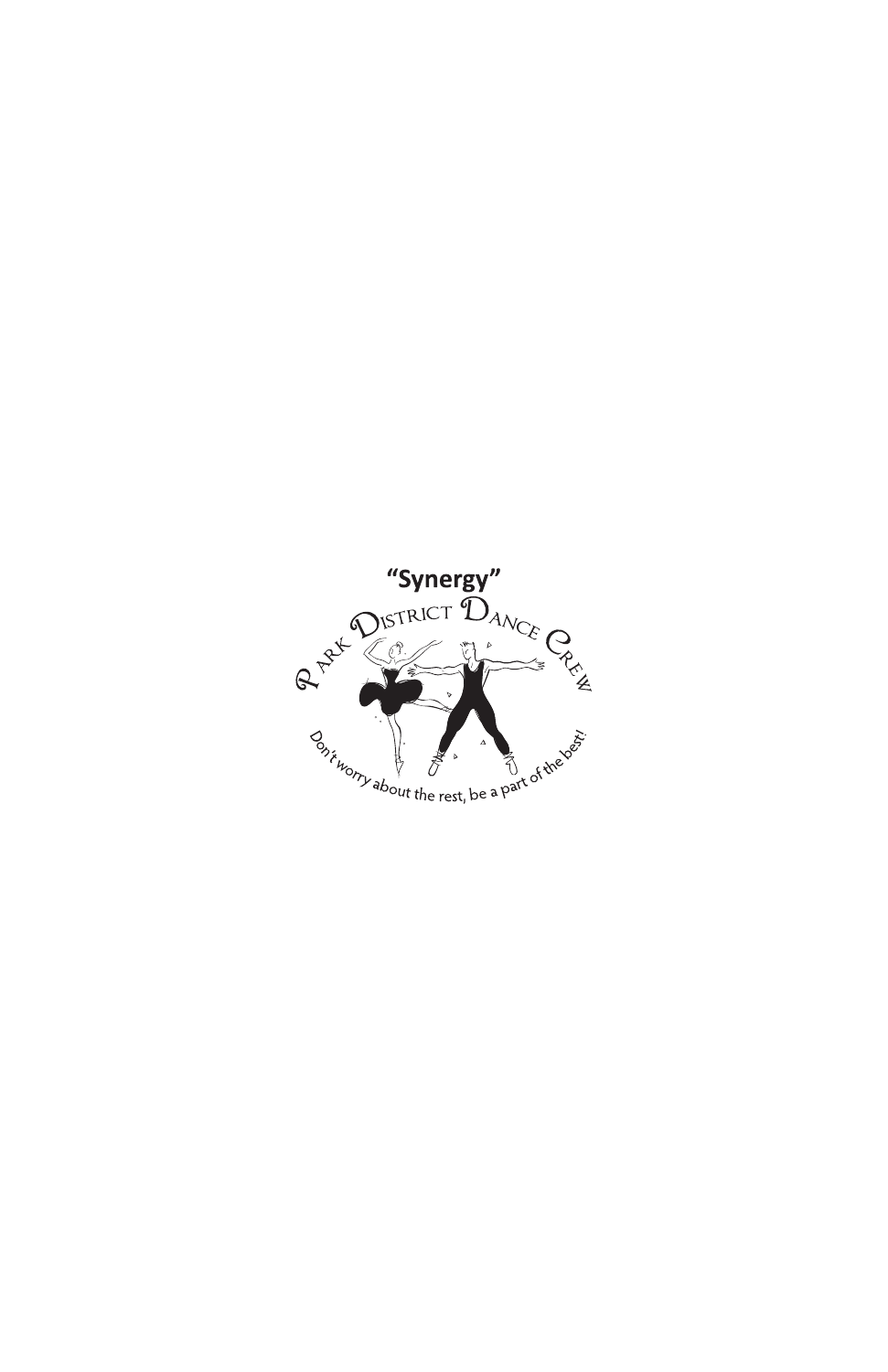**"Synergy"**

Park District Dance Crew

Don't worry about the rest, be a part of the best!